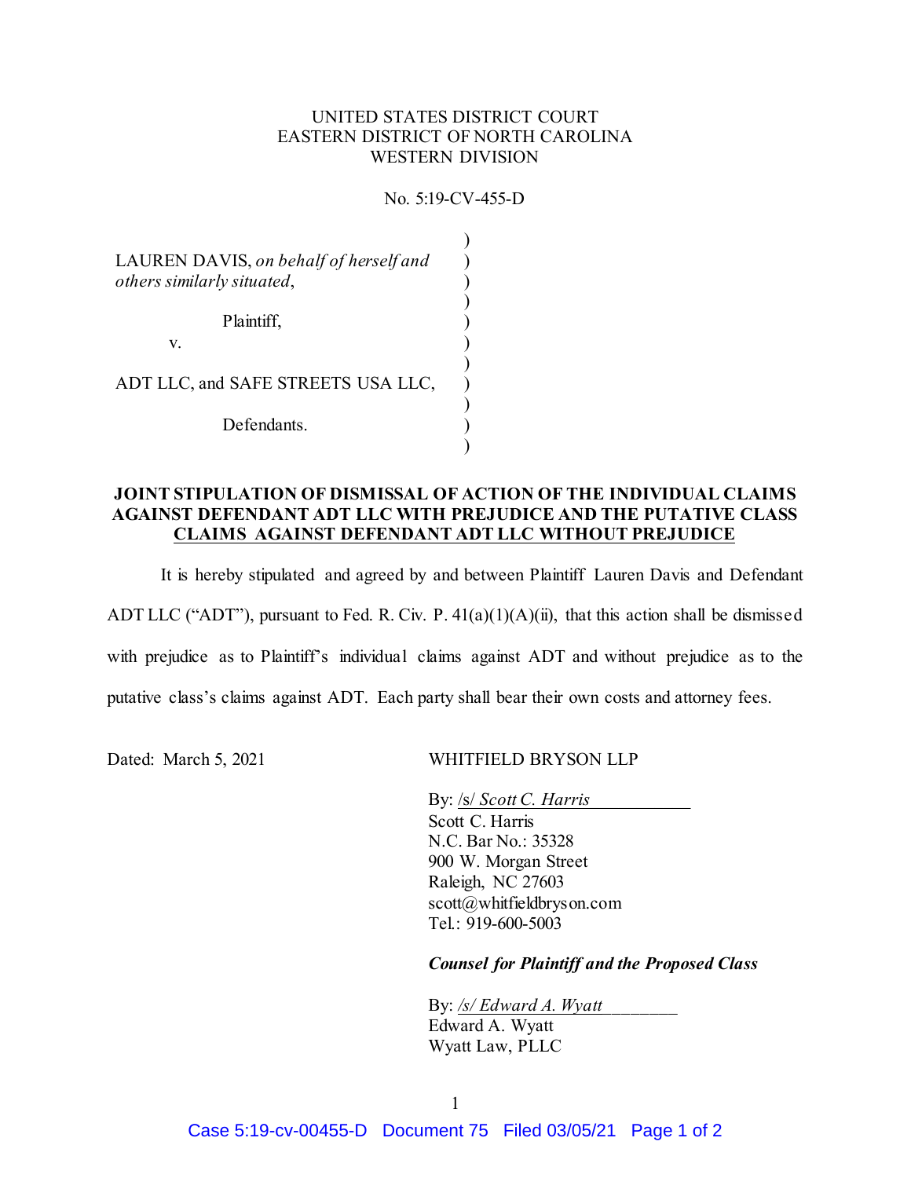UNITED STATES DISTRICT COURT
EASTERN DISTRICT OF NORTH CAROLINA
WESTERN DIVISION

No. 5:19-CV-455-D

LAUREN DAVIS, *on behalf of herself and others similarly situated*,

Plaintiff,

v.

ADT LLC, and SAFE STREETS USA LLC,

Defendants.

**JOINT STIPULATION OF DISMISSAL OF ACTION OF THE INDIVIDUAL CLAIMS AGAINST DEFENDANT ADT LLC WITH PREJUDICE AND THE PUTATIVE CLASS CLAIMS AGAINST DEFENDANT ADT LLC WITHOUT PREJUDICE**

It is hereby stipulated and agreed by and between Plaintiff Lauren Davis and Defendant ADT LLC ("ADT"), pursuant to Fed. R. Civ. P. 41(a)(1)(A)(ii), that this action shall be dismissed with prejudice as to Plaintiff's individual claims against ADT and without prejudice as to the putative class's claims against ADT. Each party shall bear their own costs and attorney fees.

Dated: March 5, 2021

WHITFIELD BRYSON LLP

By: /s/ *Scott C. Harris*
Scott C. Harris
N.C. Bar No.: 35328
900 W. Morgan Street
Raleigh, NC 27603
scott@whitfieldbryson.com
Tel.: 919-600-5003

***Counsel for Plaintiff and the Proposed Class***

By: */s/ Edward A. Wyatt*
Edward A. Wyatt
Wyatt Law, PLLC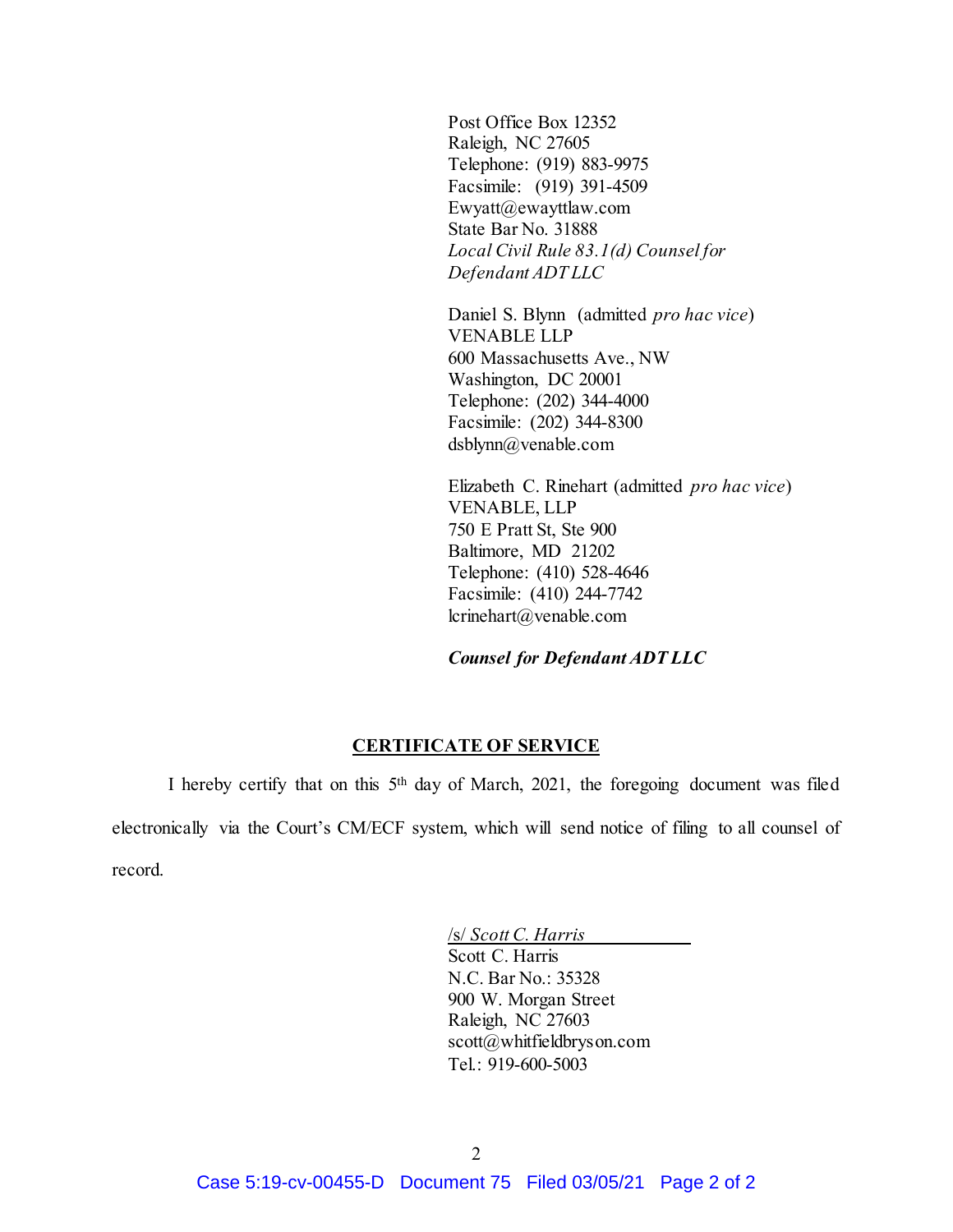Post Office Box 12352
Raleigh, NC 27605
Telephone: (919) 883-9975
Facsimile: (919) 391-4509
Ewyatt@ewayttlaw.com
State Bar No. 31888
*Local Civil Rule 83.1(d) Counsel for Defendant ADT LLC*

Daniel S. Blynn (admitted *pro hac vice*)
VENABLE LLP
600 Massachusetts Ave., NW
Washington, DC 20001
Telephone: (202) 344-4000
Facsimile: (202) 344-8300
dsblynn@venable.com

Elizabeth C. Rinehart (admitted *pro hac vice*)
VENABLE, LLP
750 E Pratt St, Ste 900
Baltimore, MD 21202
Telephone: (410) 528-4646
Facsimile: (410) 244-7742
lcrinehart@venable.com

***Counsel for Defendant ADT LLC***

**CERTIFICATE OF SERVICE**

I hereby certify that on this 5th day of March, 2021, the foregoing document was filed electronically via the Court's CM/ECF system, which will send notice of filing to all counsel of record.

/s/ *Scott C. Harris*
Scott C. Harris
N.C. Bar No.: 35328
900 W. Morgan Street
Raleigh, NC 27603
scott@whitfieldbryson.com
Tel.: 919-600-5003